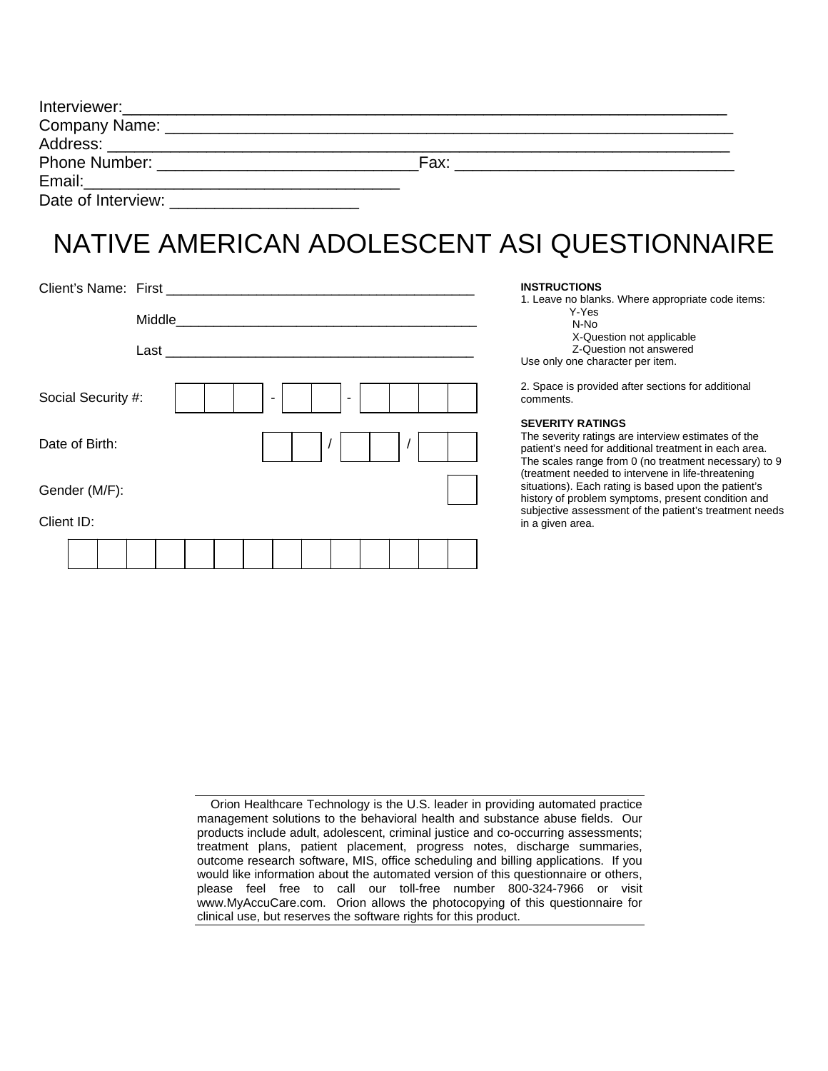Interviewer:___________________________________________________________________
Company Name: _________________________________________________________________
Address: ______________________________________________________________________
Phone Number: _____________________________Fax: _______________________________
Email:__________________________________
Date of Interview: ____________________

# NATIVE AMERICAN ADOLESCENT ASI QUESTIONNAIRE

Client's Name: First ________________________________________

Middle________________________________________

Last ________________________________________

Social Security #: ☐☐☐ - ☐☐ - ☐☐☐☐

Date of Birth: ☐☐ / ☐☐ / ☐☐

Gender (M/F): ☐

Client ID:

☐☐☐☐☐☐☐☐☐☐☐☐☐☐

**INSTRUCTIONS**

1. Leave no blanks. Where appropriate code items:
   - Y-Yes
   - N-No
   - X-Question not applicable
   - Z-Question not answered

Use only one character per item.

2. Space is provided after sections for additional comments.

**SEVERITY RATINGS**

The severity ratings are interview estimates of the patient's need for additional treatment in each area. The scales range from 0 (no treatment necessary) to 9 (treatment needed to intervene in life-threatening situations). Each rating is based upon the patient's history of problem symptoms, present condition and subjective assessment of the patient's treatment needs in a given area.

Orion Healthcare Technology is the U.S. leader in providing automated practice management solutions to the behavioral health and substance abuse fields. Our products include adult, adolescent, criminal justice and co-occurring assessments; treatment plans, patient placement, progress notes, discharge summaries, outcome research software, MIS, office scheduling and billing applications. If you would like information about the automated version of this questionnaire or others, please feel free to call our toll-free number 800-324-7966 or visit www.MyAccuCare.com. Orion allows the photocopying of this questionnaire for clinical use, but reserves the software rights for this product.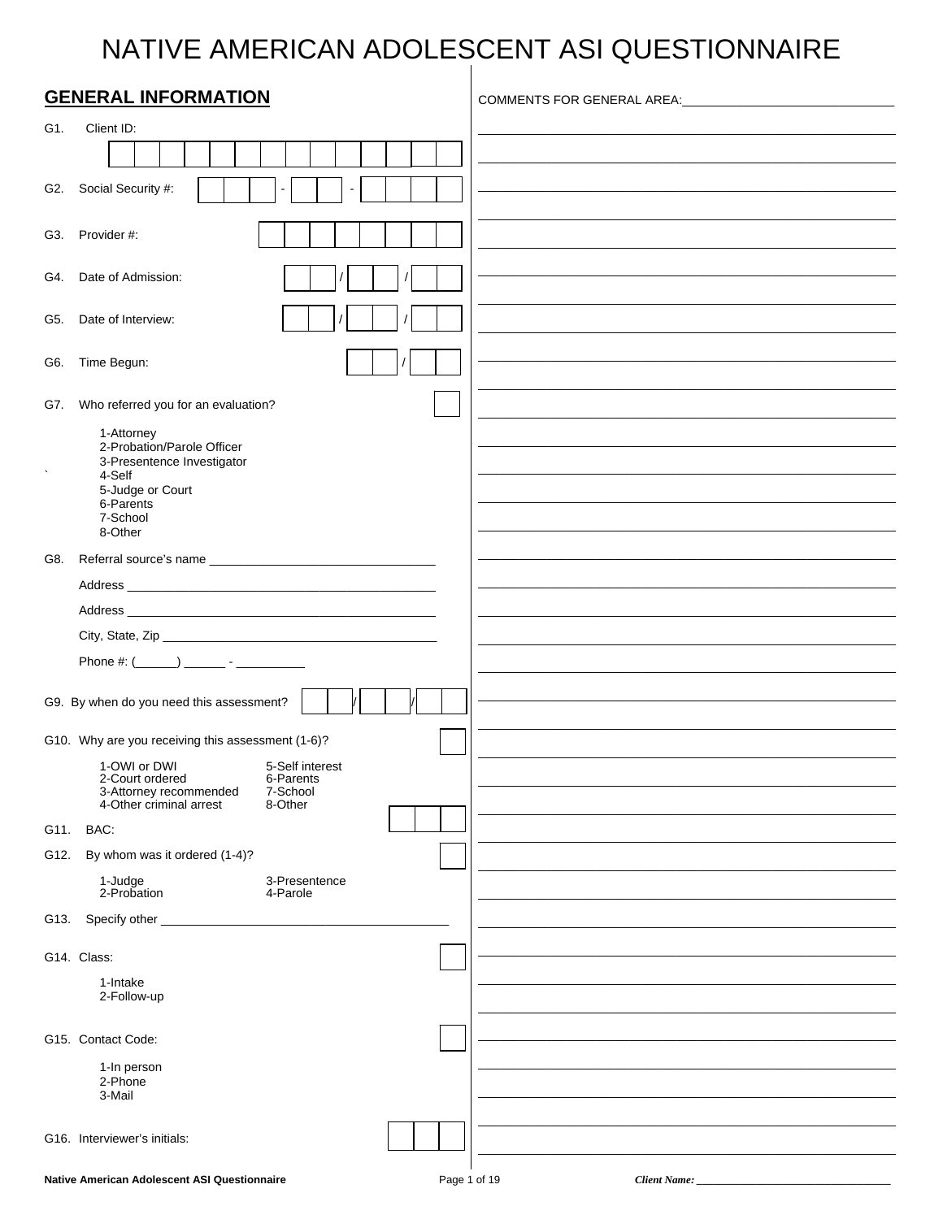# NATIVE AMERICAN ADOLESCENT ASI QUESTIONNAIRE

## GENERAL INFORMATION

G1. Client ID: [ | | | | | | | | | | | | | | ]

G2. Social Security #: [ | | ] - [ | ] - [ | | | ]

G3. Provider #: [ | | | | | | | | ]

G4. Date of Admission: [ | ] / [ | ] / [ | ]

G5. Date of Interview: [ | ] / [ | ] / [ | ]

G6. Time Begun: [ | ] / [ | ]

G7. Who referred you for an evaluation? [ ]

- 1-Attorney
- 2-Probation/Parole Officer
- 3-Presentence Investigator
- 4-Self
- 5-Judge or Court
- 6-Parents
- 7-School
- 8-Other

G8. Referral source's name ________________________________

Address ______________________________________________

Address ______________________________________________

City, State, Zip _________________________________________

Phone #: (______) ______ - __________

G9. By when do you need this assessment? [ | ] / [ | ] / [ | ]

G10. Why are you receiving this assessment (1-6)? [ ]

| | |
|---|---|
| 1-OWI or DWI | 5-Self interest |
| 2-Court ordered | 6-Parents |
| 3-Attorney recommended | 7-School |
| 4-Other criminal arrest | 8-Other |

G11. BAC: [ | | ]

G12. By whom was it ordered (1-4)? [ ]

| | |
|---|---|
| 1-Judge | 3-Presentence |
| 2-Probation | 4-Parole |

G13. Specify other ________________________________________

G14. Class: [ ]

- 1-Intake
- 2-Follow-up

G15. Contact Code: [ ]

- 1-In person
- 2-Phone
- 3-Mail

G16. Interviewer's initials: [ | | ]

COMMENTS FOR GENERAL AREA: ______________________________

Client Name: ______________________________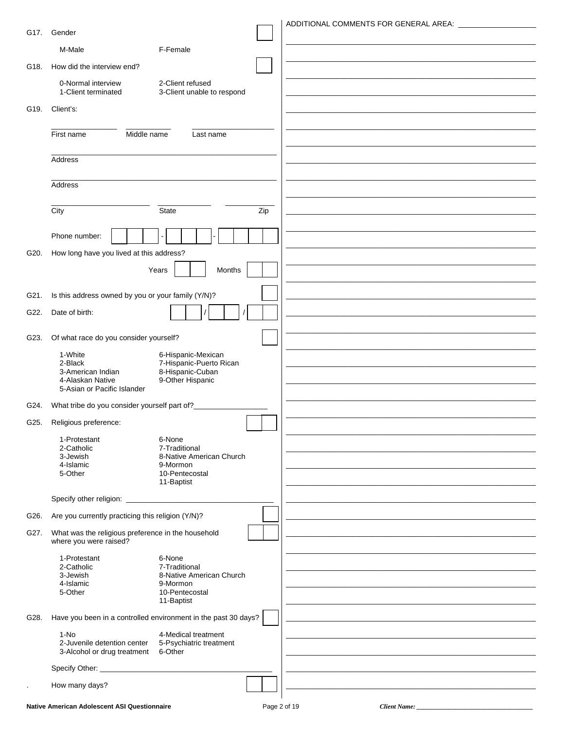G17. Gender

M-Male F-Female

G18. How did the interview end?

0-Normal interview
1-Client terminated
2-Client refused
3-Client unable to respond

G19. Client's:

First name ____ Middle name ____ Last name ____

Address ____

Address ____

City ____ State ____ Zip ____

Phone number: ___ - ___ - ____

G20. How long have you lived at this address?

Years ___ Months ___

G21. Is this address owned by you or your family (Y/N)?

G22. Date of birth: ___ / ___ / ___

G23. Of what race do you consider yourself?

1-White
2-Black
3-American Indian
4-Alaskan Native
5-Asian or Pacific Islander
6-Hispanic-Mexican
7-Hispanic-Puerto Rican
8-Hispanic-Cuban
9-Other Hispanic

G24. What tribe do you consider yourself part of? ____

G25. Religious preference:

1-Protestant
2-Catholic
3-Jewish
4-Islamic
5-Other
6-None
7-Traditional
8-Native American Church
9-Mormon
10-Pentecostal
11-Baptist

Specify other religion: ____

G26. Are you currently practicing this religion (Y/N)?

G27. What was the religious preference in the household where you were raised?

1-Protestant
2-Catholic
3-Jewish
4-Islamic
5-Other
6-None
7-Traditional
8-Native American Church
9-Mormon
10-Pentecostal
11-Baptist

G28. Have you been in a controlled environment in the past 30 days?

1-No
2-Juvenile detention center
3-Alcohol or drug treatment
4-Medical treatment
5-Psychiatric treatment
6-Other

Specify Other: ____

. How many days?

ADDITIONAL COMMENTS FOR GENERAL AREA: ____

*Client Name:* ____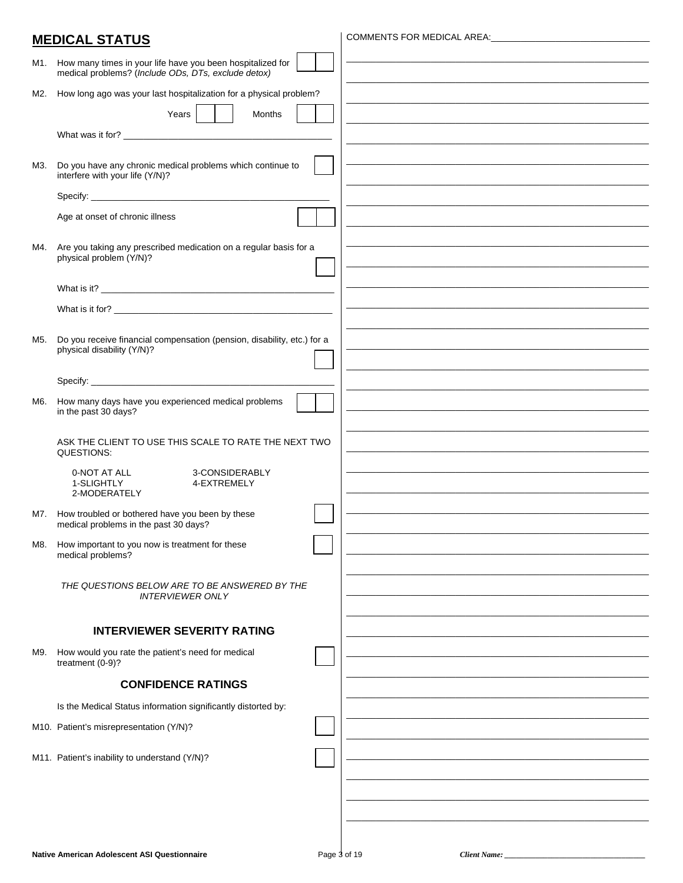## MEDICAL STATUS

COMMENTS FOR MEDICAL AREA: ______________________________

M1. How many times in your life have you been hospitalized for medical problems? (*Include ODs, DTs, exclude detox)* [ ][ ]

M2. How long ago was your last hospitalization for a physical problem?

Years [ ][ ] Months [ ][ ]

What was it for? ______________________________

M3. Do you have any chronic medical problems which continue to interfere with your life (Y/N)? [ ]

Specify: ______________________________

Age at onset of chronic illness [ ][ ]

M4. Are you taking any prescribed medication on a regular basis for a physical problem (Y/N)? [ ]

What is it? ______________________________

What is it for? ______________________________

M5. Do you receive financial compensation (pension, disability, etc.) for a physical disability (Y/N)? [ ]

Specify: ______________________________

M6. How many days have you experienced medical problems in the past 30 days? [ ][ ]

ASK THE CLIENT TO USE THIS SCALE TO RATE THE NEXT TWO QUESTIONS:

| | |
|---|---|
| 0-NOT AT ALL | 3-CONSIDERABLY |
| 1-SLIGHTLY | 4-EXTREMELY |
| 2-MODERATELY | |

M7. How troubled or bothered have you been by these medical problems in the past 30 days? [ ]

M8. How important to you now is treatment for these medical problems? [ ]

*THE QUESTIONS BELOW ARE TO BE ANSWERED BY THE INTERVIEWER ONLY*

### INTERVIEWER SEVERITY RATING

M9. How would you rate the patient's need for medical treatment (0-9)? [ ]

### CONFIDENCE RATINGS

Is the Medical Status information significantly distorted by:

M10. Patient's misrepresentation (Y/N)? [ ]

M11. Patient's inability to understand (Y/N)? [ ]

Client Name: ______________________________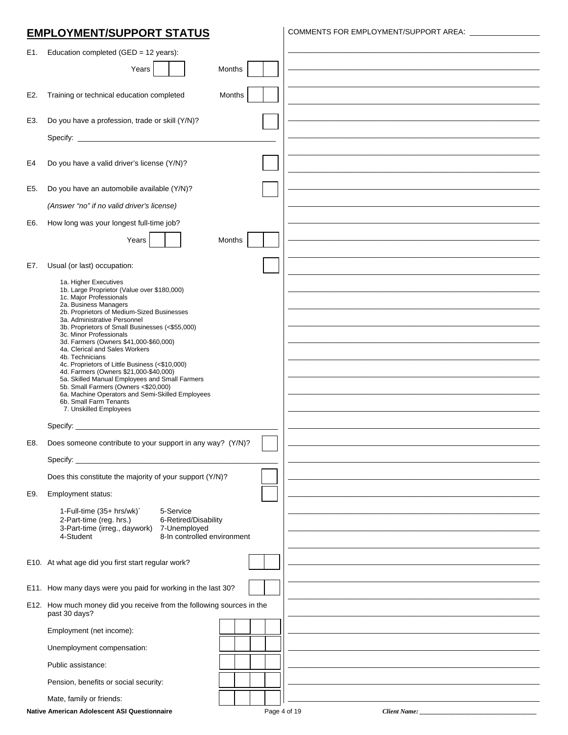## EMPLOYMENT/SUPPORT STATUS

COMMENTS FOR EMPLOYMENT/SUPPORT AREA: ________________

E1. Education completed (GED = 12 years):

Years [ | ] Months [ | ]

E2. Training or technical education completed Months [ | ]

E3. Do you have a profession, trade or skill (Y/N)? [ ]

Specify: ______________________________________________

E4 Do you have a valid driver's license (Y/N)? [ ]

E5. Do you have an automobile available (Y/N)? [ ]

*(Answer "no" if no valid driver's license)*

E6. How long was your longest full-time job?

Years [ | ] Months [ | ]

E7. Usual (or last) occupation: [ ]

- 1a. Higher Executives
- 1b. Large Proprietor (Value over $180,000)
- 1c. Major Professionals
- 2a. Business Managers
- 2b. Proprietors of Medium-Sized Businesses
- 3a. Administrative Personnel
- 3b. Proprietors of Small Businesses (<$55,000)
- 3c. Minor Professionals
- 3d. Farmers (Owners $41,000-$60,000)
- 4a. Clerical and Sales Workers
- 4b. Technicians
- 4c. Proprietors of Little Business (<$10,000)
- 4d. Farmers (Owners $21,000-$40,000)
- 5a. Skilled Manual Employees and Small Farmers
- 5b. Small Farmers (Owners <$20,000)
- 6a. Machine Operators and Semi-Skilled Employees
- 6b. Small Farm Tenants
- 7. Unskilled Employees

Specify: ______________________________________________

E8. Does someone contribute to your support in any way? (Y/N)? [ ]

Specify: ______________________________________________

Does this constitute the majority of your support (Y/N)? [ ]

E9. Employment status: [ ]

| | |
|---|---|
| 1-Full-time (35+ hrs/wk)` | 5-Service |
| 2-Part-time (reg. hrs.) | 6-Retired/Disability |
| 3-Part-time (irreg., daywork) | 7-Unemployed |
| 4-Student | 8-In controlled environment |

E10. At what age did you first start regular work? [ | ]

E11. How many days were you paid for working in the last 30? [ | ]

E12. How much money did you receive from the following sources in the past 30 days?

Employment (net income): [ | | | ]

Unemployment compensation: [ | | | ]

Public assistance: [ | | | ]

Pension, benefits or social security: [ | | | ]

Mate, family or friends: [ | | | ]

Client Name: ________________________________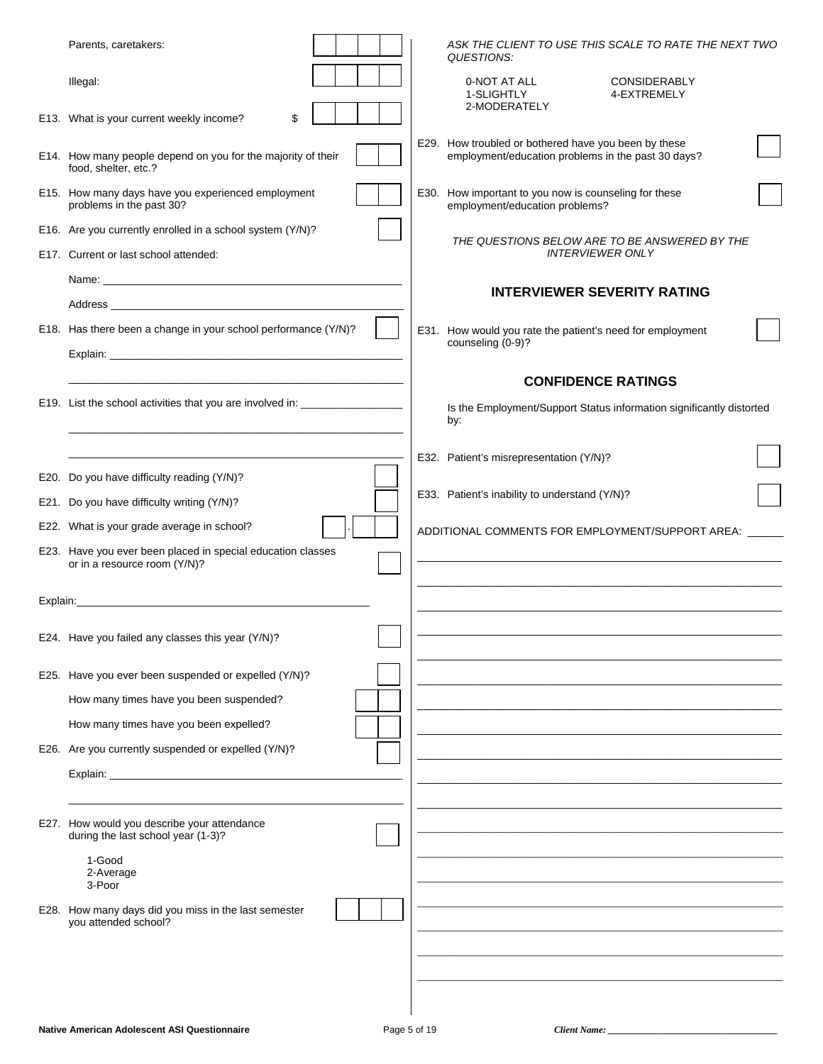Parents, caretakers: [ ] [ ] [ ] [ ]

Illegal: [ ] [ ] [ ] [ ]

E13. What is your current weekly income? $ [ ] [ ] [ ] [ ]

E14. How many people depend on you for the majority of their food, shelter, etc.? [ ] [ ]

E15. How many days have you experienced employment problems in the past 30? [ ] [ ]

E16. Are you currently enrolled in a school system (Y/N)? [ ]

E17. Current or last school attended:

Name: ____________________________________________

Address ____________________________________________

E18. Has there been a change in your school performance (Y/N)? [ ]

Explain: ____________________________________________

____________________________________________

E19. List the school activities that you are involved in: ________________

____________________________________________

____________________________________________

E20. Do you have difficulty reading (Y/N)? [ ]

E21. Do you have difficulty writing (Y/N)? [ ]

E22. What is your grade average in school? [ ] . [ ] [ ]

E23. Have you ever been placed in special education classes or in a resource room (Y/N)? [ ]

Explain: ____________________________________________

E24. Have you failed any classes this year (Y/N)? [ ]

E25. Have you ever been suspended or expelled (Y/N)? [ ]

How many times have you been suspended? [ ] [ ]

How many times have you been expelled? [ ] [ ]

E26. Are you currently suspended or expelled (Y/N)? [ ]

Explain: ____________________________________________

____________________________________________

E27. How would you describe your attendance during the last school year (1-3)? [ ]

1-Good
2-Average
3-Poor

E28. How many days did you miss in the last semester you attended school? [ ] [ ] [ ]

*ASK THE CLIENT TO USE THIS SCALE TO RATE THE NEXT TWO QUESTIONS:*

0-NOT AT ALL
1-SLIGHTLY
2-MODERATELY
CONSIDERABLY
4-EXTREMELY

E29. How troubled or bothered have you been by these employment/education problems in the past 30 days? [ ]

E30. How important to you now is counseling for these employment/education problems? [ ]

*THE QUESTIONS BELOW ARE TO BE ANSWERED BY THE INTERVIEWER ONLY*

## INTERVIEWER SEVERITY RATING

E31. How would you rate the patient's need for employment counseling (0-9)? [ ]

## CONFIDENCE RATINGS

Is the Employment/Support Status information significantly distorted by:

E32. Patient's misrepresentation (Y/N)? [ ]

E33. Patient's inability to understand (Y/N)? [ ]

ADDITIONAL COMMENTS FOR EMPLOYMENT/SUPPORT AREA: ______

____________________________________________

____________________________________________

____________________________________________

____________________________________________

____________________________________________

____________________________________________

____________________________________________

____________________________________________

____________________________________________

____________________________________________

____________________________________________

____________________________________________

____________________________________________

____________________________________________

____________________________________________

____________________________________________

____________________________________________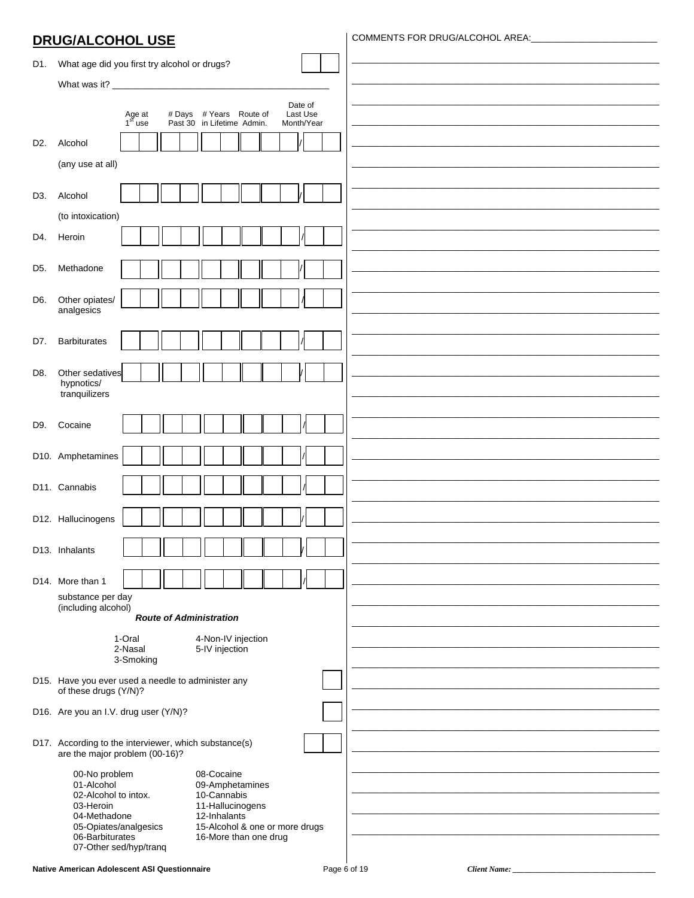## DRUG/ALCOHOL USE

COMMENTS FOR DRUG/ALCOHOL AREA:\_\_\_\_\_\_\_\_\_\_\_\_\_\_\_\_\_\_\_\_\_\_\_\_

D1. What age did you first try alcohol or drugs? [ | ]

What was it? \_\_\_\_\_\_\_\_\_\_\_\_\_\_\_\_\_\_\_\_\_\_\_\_\_\_\_\_\_\_\_\_\_\_\_\_\_\_\_\_\_\_

| | Substance | Age at 1st use | # Days Past 30 | # Years in Lifetime | Route of Admin. | Date of Last Use Month/Year |
|---|---|---|---|---|---|---|
| D2. | Alcohol (any use at all) | | | | | / |
| D3. | Alcohol (to intoxication) | | | | | / |
| D4. | Heroin | | | | | / |
| D5. | Methadone | | | | | / |
| D6. | Other opiates/ analgesics | | | | | / |
| D7. | Barbiturates | | | | | / |
| D8. | Other sedatives hypnotics/ tranquilizers | | | | | / |
| D9. | Cocaine | | | | | / |
| D10. | Amphetamines | | | | | / |
| D11. | Cannabis | | | | | / |
| D12. | Hallucinogens | | | | | / |
| D13. | Inhalants | | | | | / |
| D14. | More than 1 substance per day (including alcohol) | | | | | / |

***Route of Administration***

1-Oral
2-Nasal
3-Smoking
4-Non-IV injection
5-IV injection

D15. Have you ever used a needle to administer any of these drugs (Y/N)? [ ]

D16. Are you an I.V. drug user (Y/N)? [ ]

D17. According to the interviewer, which substance(s) are the major problem (00-16)? [ | ]

00-No problem
01-Alcohol
02-Alcohol to intox.
03-Heroin
04-Methadone
05-Opiates/analgesics
06-Barbiturates
07-Other sed/hyp/tranq
08-Cocaine
09-Amphetamines
10-Cannabis
11-Hallucinogens
12-Inhalants
15-Alcohol & one or more drugs
16-More than one drug

Native American Adolescent ASI Questionnaire

*Client Name:* \_\_\_\_\_\_\_\_\_\_\_\_\_\_\_\_\_\_\_\_\_\_\_\_\_\_\_\_\_\_\_\_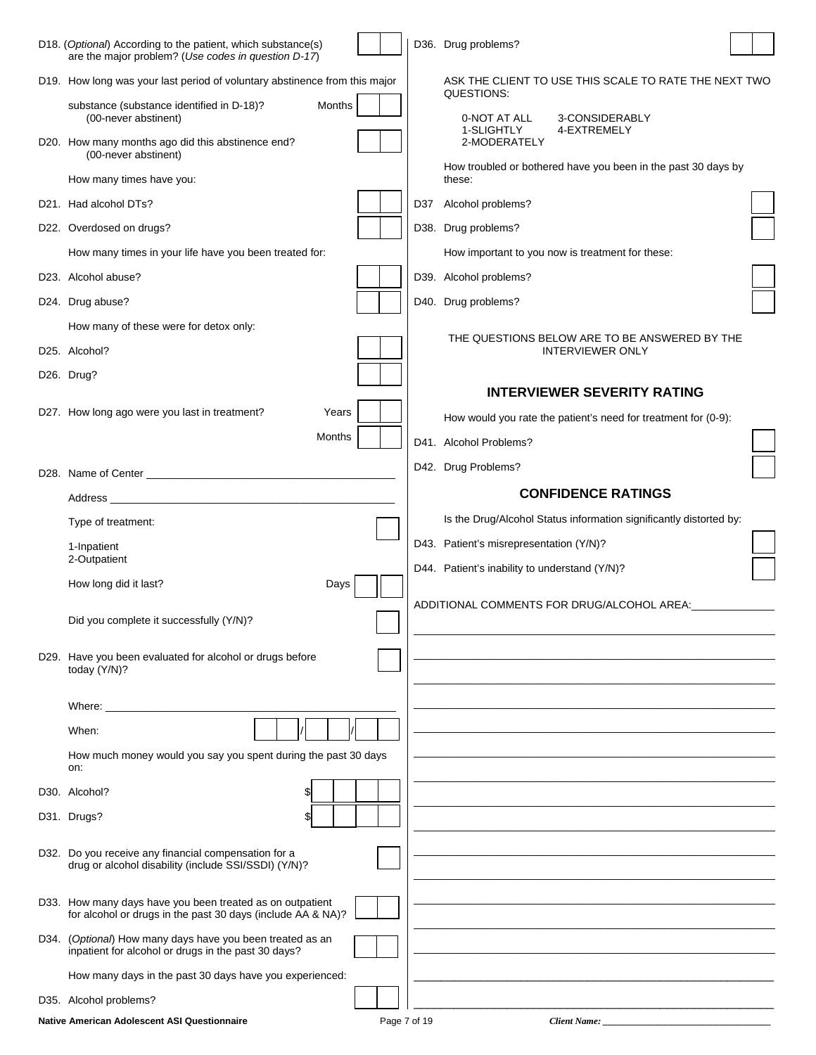D18. (*Optional*) According to the patient, which substance(s) are the major problem? (*Use codes in question D-17*) ☐☐

D19. How long was your last period of voluntary abstinence from this major substance (substance identified in D-18)? (00-never abstinent) Months ☐☐

D20. How many months ago did this abstinence end? (00-never abstinent) ☐☐

How many times have you:

D21. Had alcohol DTs? ☐☐

D22. Overdosed on drugs? ☐☐

How many times in your life have you been treated for:

D23. Alcohol abuse? ☐☐

D24. Drug abuse? ☐☐

How many of these were for detox only:

D25. Alcohol? ☐☐

D26. Drug? ☐☐

D27. How long ago were you last in treatment? Years ☐☐ Months ☐☐

D28. Name of Center ______________________________

Address ______________________________

Type of treatment: ☐

1-Inpatient
2-Outpatient

How long did it last? Days ☐☐

Did you complete it successfully (Y/N)? ☐

D29. Have you been evaluated for alcohol or drugs before today (Y/N)? ☐

Where: ______________________________

When: ☐☐/☐☐/☐☐

How much money would you say you spent during the past 30 days on:

D30. Alcohol? $☐☐☐☐

D31. Drugs? $☐☐☐☐

D32. Do you receive any financial compensation for a drug or alcohol disability (include SSI/SSDI) (Y/N)? ☐

D33. How many days have you been treated as on outpatient for alcohol or drugs in the past 30 days (include AA & NA)? ☐☐

D34. (*Optional*) How many days have you been treated as an inpatient for alcohol or drugs in the past 30 days? ☐☐

How many days in the past 30 days have you experienced:

D35. Alcohol problems? ☐☐

D36. Drug problems? ☐☐

ASK THE CLIENT TO USE THIS SCALE TO RATE THE NEXT TWO QUESTIONS:

0-NOT AT ALL
1-SLIGHTLY
2-MODERATELY
3-CONSIDERABLY
4-EXTREMELY

How troubled or bothered have you been in the past 30 days by these:

D37 Alcohol problems? ☐

D38. Drug problems? ☐

How important to you now is treatment for these:

D39. Alcohol problems? ☐

D40. Drug problems? ☐

THE QUESTIONS BELOW ARE TO BE ANSWERED BY THE INTERVIEWER ONLY

## INTERVIEWER SEVERITY RATING

How would you rate the patient's need for treatment for (0-9):

D41. Alcohol Problems? ☐

D42. Drug Problems? ☐

## CONFIDENCE RATINGS

Is the Drug/Alcohol Status information significantly distorted by:

D43. Patient's misrepresentation (Y/N)? ☐

D44. Patient's inability to understand (Y/N)? ☐

ADDITIONAL COMMENTS FOR DRUG/ALCOHOL AREA:______________

______________________________________________________________

______________________________________________________________

______________________________________________________________

______________________________________________________________

______________________________________________________________

______________________________________________________________

______________________________________________________________

______________________________________________________________

______________________________________________________________

______________________________________________________________

______________________________________________________________

______________________________________________________________

______________________________________________________________

______________________________________________________________

______________________________________________________________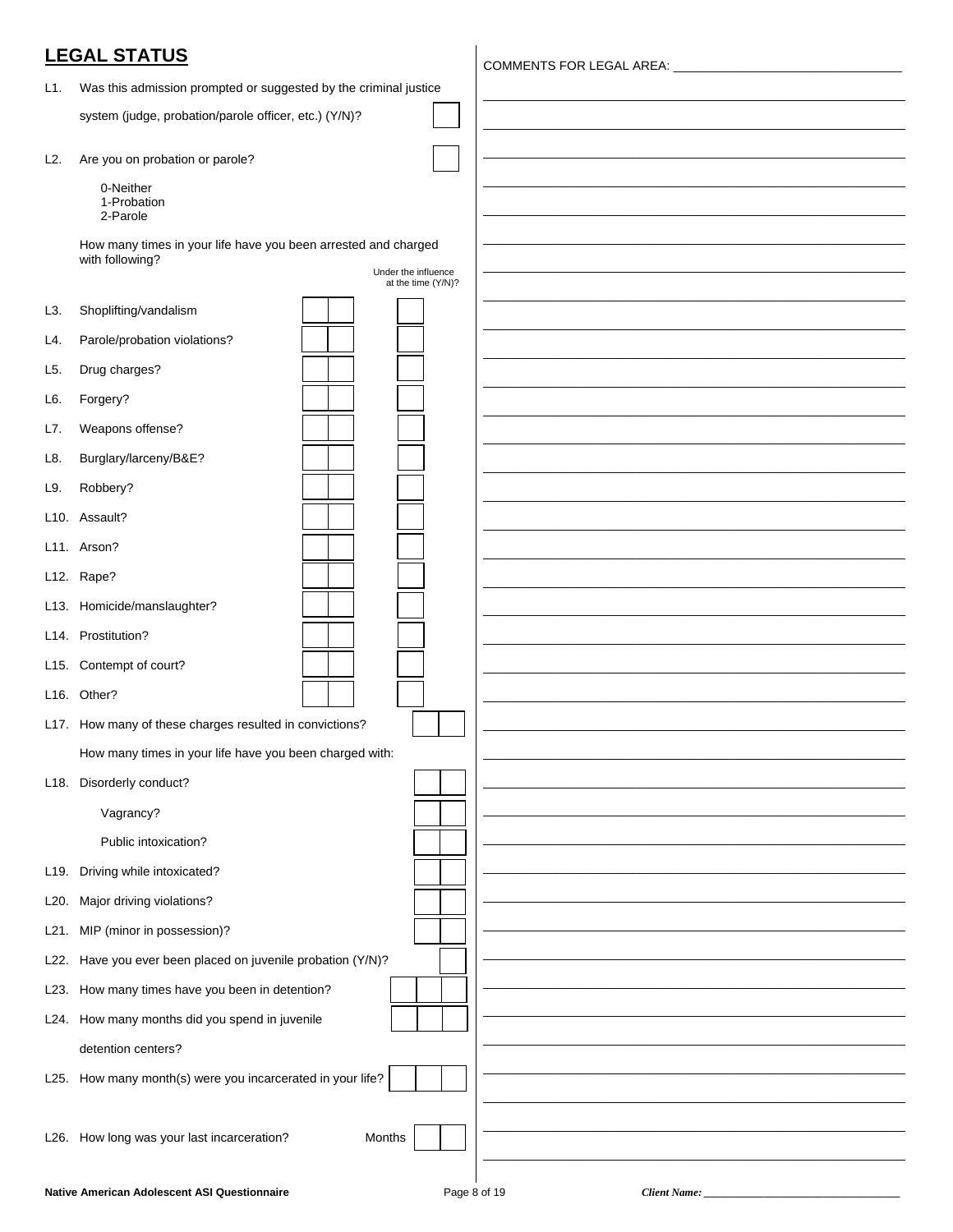## LEGAL STATUS

L1. Was this admission prompted or suggested by the criminal justice system (judge, probation/parole officer, etc.) (Y/N)? [ ]

L2. Are you on probation or parole? [ ]

0-Neither
1-Probation
2-Parole

How many times in your life have you been arrested and charged with following?

| | | Count | Under the influence at the time (Y/N)? |
|---|---|---|---|
| L3. | Shoplifting/vandalism | [ ][ ] | [ ] |
| L4. | Parole/probation violations? | [ ][ ] | [ ] |
| L5. | Drug charges? | [ ][ ] | [ ] |
| L6. | Forgery? | [ ][ ] | [ ] |
| L7. | Weapons offense? | [ ][ ] | [ ] |
| L8. | Burglary/larceny/B&E? | [ ][ ] | [ ] |
| L9. | Robbery? | [ ][ ] | [ ] |
| L10. | Assault? | [ ][ ] | [ ] |
| L11. | Arson? | [ ][ ] | [ ] |
| L12. | Rape? | [ ][ ] | [ ] |
| L13. | Homicide/manslaughter? | [ ][ ] | [ ] |
| L14. | Prostitution? | [ ][ ] | [ ] |
| L15. | Contempt of court? | [ ][ ] | [ ] |
| L16. | Other? | [ ][ ] | [ ] |

L17. How many of these charges resulted in convictions? [ ][ ]

How many times in your life have you been charged with:

L18. Disorderly conduct? [ ][ ]

Vagrancy? [ ][ ]

Public intoxication? [ ][ ]

L19. Driving while intoxicated? [ ][ ]

L20. Major driving violations? [ ][ ]

L21. MIP (minor in possession)? [ ][ ]

L22. Have you ever been placed on juvenile probation (Y/N)? [ ]

L23. How many times have you been in detention? [ ][ ][ ]

L24. How many months did you spend in juvenile detention centers? [ ][ ][ ]

L25. How many month(s) were you incarcerated in your life? [ ][ ][ ]

L26. How long was your last incarceration? Months [ ][ ]

COMMENTS FOR LEGAL AREA: ______________________________

Native American Adolescent ASI Questionnaire

*Client Name:* ______________________________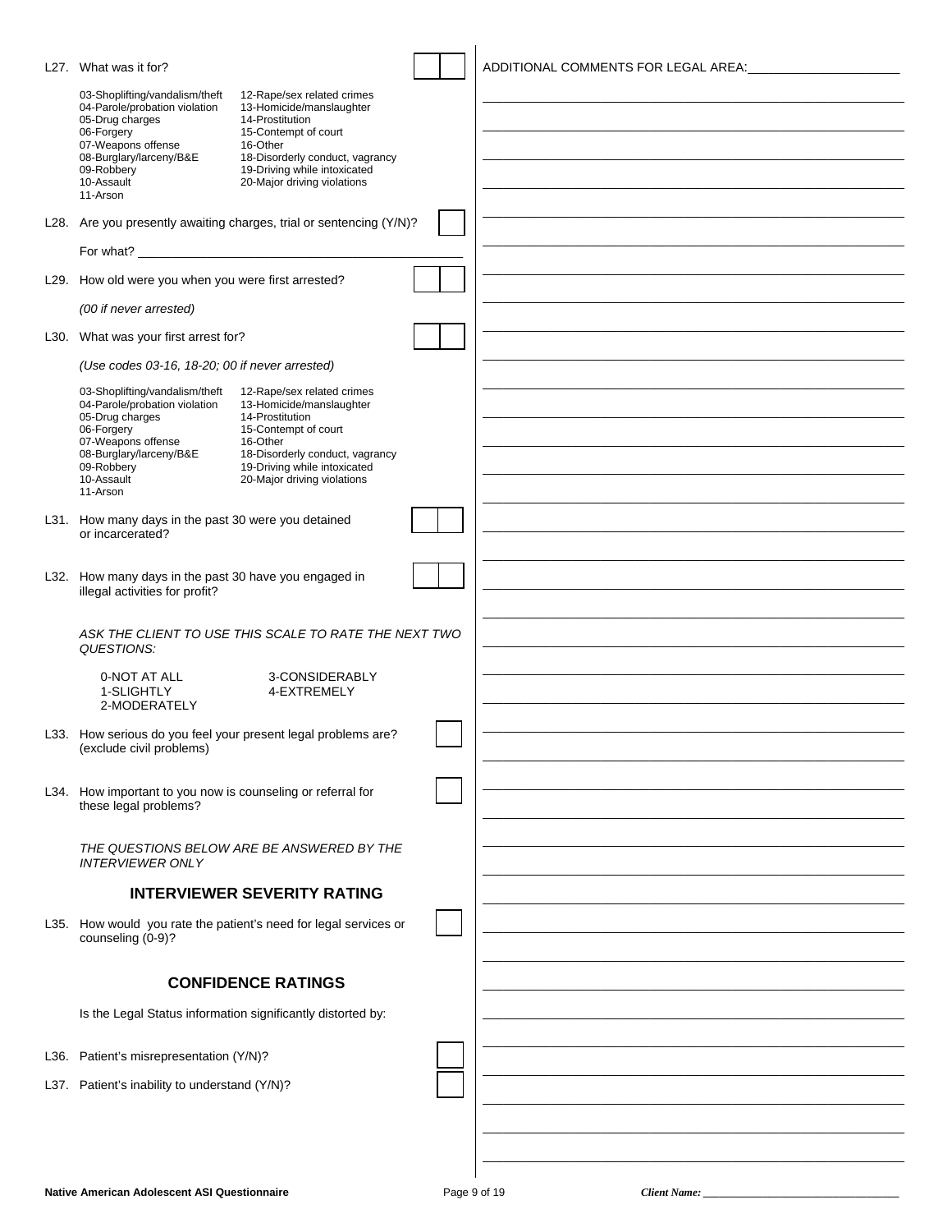L27. What was it for?

| | |
|---|---|
| 03-Shoplifting/vandalism/theft | 12-Rape/sex related crimes |
| 04-Parole/probation violation | 13-Homicide/manslaughter |
| 05-Drug charges | 14-Prostitution |
| 06-Forgery | 15-Contempt of court |
| 07-Weapons offense | 16-Other |
| 08-Burglary/larceny/B&E | 18-Disorderly conduct, vagrancy |
| 09-Robbery | 19-Driving while intoxicated |
| 10-Assault | 20-Major driving violations |
| 11-Arson | |

L28. Are you presently awaiting charges, trial or sentencing (Y/N)?

For what? ______________________________

L29. How old were you when you were first arrested?

*(00 if never arrested)*

L30. What was your first arrest for?

*(Use codes 03-16, 18-20; 00 if never arrested)*

| | |
|---|---|
| 03-Shoplifting/vandalism/theft | 12-Rape/sex related crimes |
| 04-Parole/probation violation | 13-Homicide/manslaughter |
| 05-Drug charges | 14-Prostitution |
| 06-Forgery | 15-Contempt of court |
| 07-Weapons offense | 16-Other |
| 08-Burglary/larceny/B&E | 18-Disorderly conduct, vagrancy |
| 09-Robbery | 19-Driving while intoxicated |
| 10-Assault | 20-Major driving violations |
| 11-Arson | |

L31. How many days in the past 30 were you detained or incarcerated?

L32. How many days in the past 30 have you engaged in illegal activities for profit?

*ASK THE CLIENT TO USE THIS SCALE TO RATE THE NEXT TWO QUESTIONS:*

| | |
|---|---|
| 0-NOT AT ALL | 3-CONSIDERABLY |
| 1-SLIGHTLY | 4-EXTREMELY |
| 2-MODERATELY | |

L33. How serious do you feel your present legal problems are? (exclude civil problems)

L34. How important to you now is counseling or referral for these legal problems?

*THE QUESTIONS BELOW ARE BE ANSWERED BY THE INTERVIEWER ONLY*

## INTERVIEWER SEVERITY RATING

L35. How would you rate the patient's need for legal services or counseling (0-9)?

## CONFIDENCE RATINGS

Is the Legal Status information significantly distorted by:

L36. Patient's misrepresentation (Y/N)?

L37. Patient's inability to understand (Y/N)?

ADDITIONAL COMMENTS FOR LEGAL AREA:______________________

Client Name: ______________________________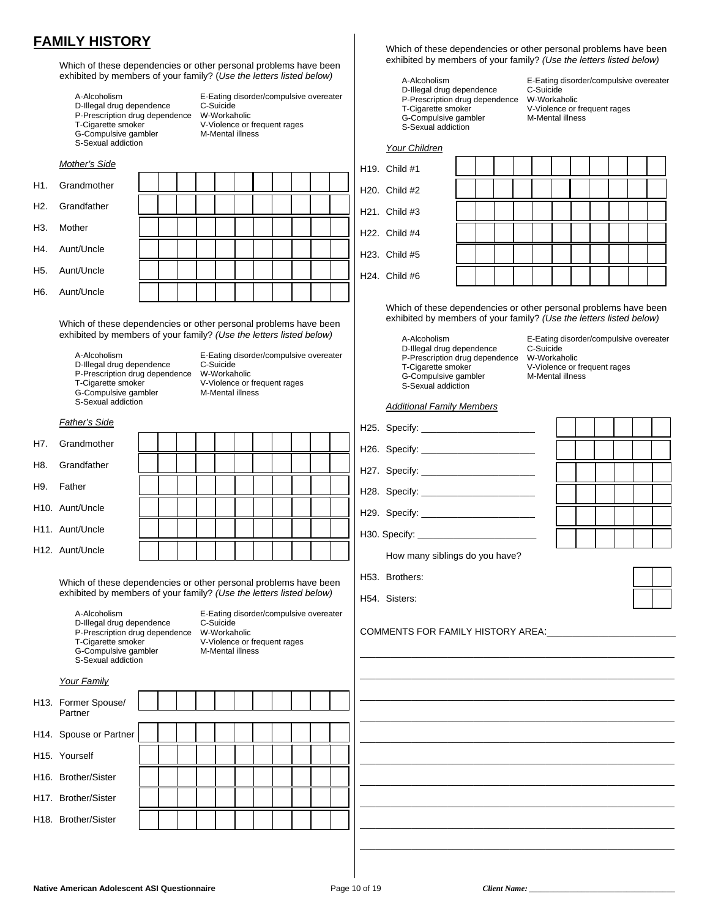# FAMILY HISTORY

Which of these dependencies or other personal problems have been exhibited by members of your family? (*Use the letters listed below)*

A-Alcoholism
D-Illegal drug dependence
P-Prescription drug dependence
T-Cigarette smoker
G-Compulsive gambler
S-Sexual addiction

E-Eating disorder/compulsive overeater
C-Suicide
W-Workaholic
V-Violence or frequent rages
M-Mental illness

*Mother's Side*

| | | | | | | | | | | | |
|---|---|---|---|---|---|---|---|---|---|---|---|
| H1. Grandmother | | | | | | | | | | | |
| H2. Grandfather | | | | | | | | | | | |
| H3. Mother | | | | | | | | | | | |
| H4. Aunt/Uncle | | | | | | | | | | | |
| H5. Aunt/Uncle | | | | | | | | | | | |
| H6. Aunt/Uncle | | | | | | | | | | | |

Which of these dependencies or other personal problems have been exhibited by members of your family? *(Use the letters listed below)*

A-Alcoholism
D-Illegal drug dependence
P-Prescription drug dependence
T-Cigarette smoker
G-Compulsive gambler
S-Sexual addiction

E-Eating disorder/compulsive overeater
C-Suicide
W-Workaholic
V-Violence or frequent rages
M-Mental illness

*Father's Side*

| | | | | | | | | | | | |
|---|---|---|---|---|---|---|---|---|---|---|---|
| H7. Grandmother | | | | | | | | | | | |
| H8. Grandfather | | | | | | | | | | | |
| H9. Father | | | | | | | | | | | |
| H10. Aunt/Uncle | | | | | | | | | | | |
| H11. Aunt/Uncle | | | | | | | | | | | |
| H12. Aunt/Uncle | | | | | | | | | | | |

Which of these dependencies or other personal problems have been exhibited by members of your family? *(Use the letters listed below)*

A-Alcoholism
D-Illegal drug dependence
P-Prescription drug dependence
T-Cigarette smoker
G-Compulsive gambler
S-Sexual addiction

E-Eating disorder/compulsive overeater
C-Suicide
W-Workaholic
V-Violence or frequent rages
M-Mental illness

*Your Family*

| | | | | | | | | | | | |
|---|---|---|---|---|---|---|---|---|---|---|---|
| H13. Former Spouse/ Partner | | | | | | | | | | | |
| H14. Spouse or Partner | | | | | | | | | | | |
| H15. Yourself | | | | | | | | | | | |
| H16. Brother/Sister | | | | | | | | | | | |
| H17. Brother/Sister | | | | | | | | | | | |
| H18. Brother/Sister | | | | | | | | | | | |

Which of these dependencies or other personal problems have been exhibited by members of your family? *(Use the letters listed below)*

A-Alcoholism
D-Illegal drug dependence
P-Prescription drug dependence
T-Cigarette smoker
G-Compulsive gambler
S-Sexual addiction

E-Eating disorder/compulsive overeater
C-Suicide
W-Workaholic
V-Violence or frequent rages
M-Mental illness

*Your Children*

| | | | | | | | | | | | |
|---|---|---|---|---|---|---|---|---|---|---|---|
| H19. Child #1 | | | | | | | | | | | |
| H20. Child #2 | | | | | | | | | | | |
| H21. Child #3 | | | | | | | | | | | |
| H22. Child #4 | | | | | | | | | | | |
| H23. Child #5 | | | | | | | | | | | |
| H24. Child #6 | | | | | | | | | | | |

Which of these dependencies or other personal problems have been exhibited by members of your family? *(Use the letters listed below)*

A-Alcoholism
D-Illegal drug dependence
P-Prescription drug dependence
T-Cigarette smoker
G-Compulsive gambler
S-Sexual addiction

E-Eating disorder/compulsive overeater
C-Suicide
W-Workaholic
V-Violence or frequent rages
M-Mental illness

*Additional Family Members*

| | | | | | | |
|---|---|---|---|---|---|---|
| H25. Specify: ____________________ | | | | | | |
| H26. Specify: ____________________ | | | | | | |
| H27. Specify: ____________________ | | | | | | |
| H28. Specify: ____________________ | | | | | | |
| H29. Specify: ____________________ | | | | | | |
| H30. Specify: ____________________ | | | | | | |

How many siblings do you have?

| | | |
|---|---|---|
| H53. Brothers: | | |
| H54. Sisters: | | |

COMMENTS FOR FAMILY HISTORY AREA: ______________________

______________________________________________________

______________________________________________________

______________________________________________________

______________________________________________________

______________________________________________________

______________________________________________________

______________________________________________________

______________________________________________________

______________________________________________________

______________________________________________________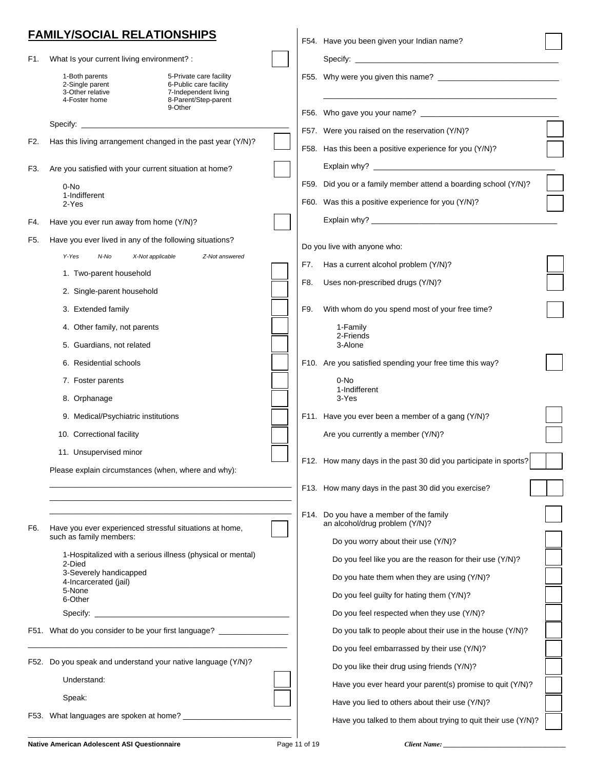## FAMILY/SOCIAL RELATIONSHIPS

F1. What Is your current living environment? : [ ]

1-Both parents
2-Single parent
3-Other relative
4-Foster home
5-Private care facility
6-Public care facility
7-Independent living
8-Parent/Step-parent
9-Other

Specify: ______________________________

F2. Has this living arrangement changed in the past year (Y/N)? [ ]

F3. Are you satisfied with your current situation at home? [ ]

0-No
1-Indifferent
2-Yes

F4. Have you ever run away from home (Y/N)? [ ]

F5. Have you ever lived in any of the following situations?

*Y-Yes N-No X-Not applicable Z-Not answered*

1. Two-parent household [ ]
2. Single-parent household [ ]
3. Extended family [ ]
4. Other family, not parents [ ]
5. Guardians, not related [ ]
6. Residential schools [ ]
7. Foster parents [ ]
8. Orphanage [ ]
9. Medical/Psychiatric institutions [ ]
10. Correctional facility [ ]
11. Unsupervised minor [ ]

Please explain circumstances (when, where and why):

______________________________

______________________________

______________________________

F6. Have you ever experienced stressful situations at home, such as family members: [ ]

1-Hospitalized with a serious illness (physical or mental)
2-Died
3-Severely handicapped
4-Incarcerated (jail)
5-None
6-Other

Specify: ______________________________

F51. What do you consider to be your first language? ______________________________

F52. Do you speak and understand your native language (Y/N)?

Understand: [ ]

Speak: [ ]

F53. What languages are spoken at home? ______________________________

F54. Have you been given your Indian name? [ ]

Specify: ______________________________

F55. Why were you given this name? ______________________________

______________________________

F56. Who gave you your name? ______________________________

F57. Were you raised on the reservation (Y/N)? [ ]

F58. Has this been a positive experience for you (Y/N)? [ ]

Explain why? ______________________________

F59. Did you or a family member attend a boarding school (Y/N)? [ ]

F60. Was this a positive experience for you (Y/N)? [ ]

Explain why? ______________________________

Do you live with anyone who:

F7. Has a current alcohol problem (Y/N)? [ ]

F8. Uses non-prescribed drugs (Y/N)? [ ]

F9. With whom do you spend most of your free time? [ ]

1-Family
2-Friends
3-Alone

F10. Are you satisfied spending your free time this way? [ ]

0-No
1-Indifferent
3-Yes

F11. Have you ever been a member of a gang (Y/N)? [ ]

Are you currently a member (Y/N)? [ ]

F12. How many days in the past 30 did you participate in sports? [ ][ ]

F13. How many days in the past 30 did you exercise? [ ][ ]

F14. Do you have a member of the family an alcohol/drug problem (Y/N)? [ ]

Do you worry about their use (Y/N)? [ ]

Do you feel like you are the reason for their use (Y/N)? [ ]

Do you hate them when they are using (Y/N)? [ ]

Do you feel guilty for hating them (Y/N)? [ ]

Do you feel respected when they use (Y/N)? [ ]

Do you talk to people about their use in the house (Y/N)? [ ]

Do you feel embarrassed by their use (Y/N)? [ ]

Do you like their drug using friends (Y/N)? [ ]

Have you ever heard your parent(s) promise to quit (Y/N)? [ ]

Have you lied to others about their use (Y/N)? [ ]

Have you talked to them about trying to quit their use (Y/N)? [ ]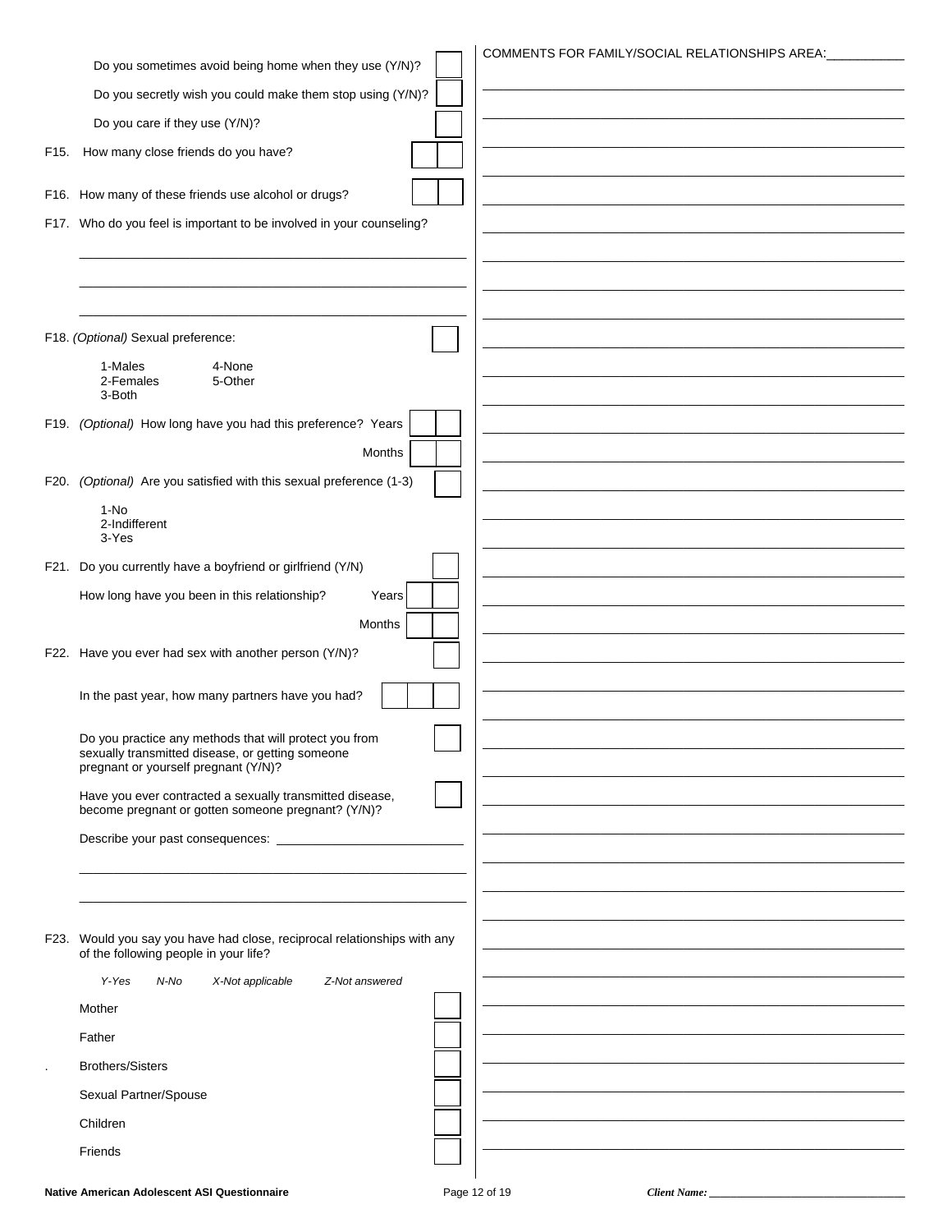Do you sometimes avoid being home when they use (Y/N)? [ ]

Do you secretly wish you could make them stop using (Y/N)? [ ]

Do you care if they use (Y/N)? [ ]

F15. How many close friends do you have? [ ][ ]

F16. How many of these friends use alcohol or drugs? [ ][ ]

F17. Who do you feel is important to be involved in your counseling?

\_\_\_\_\_\_\_\_\_\_\_\_\_\_\_\_\_\_\_\_\_\_\_\_\_\_\_\_\_\_\_\_\_\_\_\_\_\_\_\_\_\_\_\_\_\_

\_\_\_\_\_\_\_\_\_\_\_\_\_\_\_\_\_\_\_\_\_\_\_\_\_\_\_\_\_\_\_\_\_\_\_\_\_\_\_\_\_\_\_\_\_\_

\_\_\_\_\_\_\_\_\_\_\_\_\_\_\_\_\_\_\_\_\_\_\_\_\_\_\_\_\_\_\_\_\_\_\_\_\_\_\_\_\_\_\_\_\_\_

F18. *(Optional)* Sexual preference: [ ]

- 1-Males
- 2-Females
- 3-Both
- 4-None
- 5-Other

F19. *(Optional)* How long have you had this preference? Years [ ][ ]

Months [ ][ ]

F20. *(Optional)* Are you satisfied with this sexual preference (1-3) [ ]

- 1-No
- 2-Indifferent
- 3-Yes

F21. Do you currently have a boyfriend or girlfriend (Y/N) [ ]

How long have you been in this relationship? Years [ ][ ]

Months [ ][ ]

F22. Have you ever had sex with another person (Y/N)? [ ]

In the past year, how many partners have you had? [ ][ ][ ]

Do you practice any methods that will protect you from sexually transmitted disease, or getting someone pregnant or yourself pregnant (Y/N)? [ ]

Have you ever contracted a sexually transmitted disease, become pregnant or gotten someone pregnant? (Y/N)? [ ]

Describe your past consequences: \_\_\_\_\_\_\_\_\_\_\_\_\_\_\_\_\_\_\_\_\_\_\_\_\_\_\_\_

\_\_\_\_\_\_\_\_\_\_\_\_\_\_\_\_\_\_\_\_\_\_\_\_\_\_\_\_\_\_\_\_\_\_\_\_\_\_\_\_\_\_\_\_\_\_

\_\_\_\_\_\_\_\_\_\_\_\_\_\_\_\_\_\_\_\_\_\_\_\_\_\_\_\_\_\_\_\_\_\_\_\_\_\_\_\_\_\_\_\_\_\_

F23. Would you say you have had close, reciprocal relationships with any of the following people in your life?

*Y-Yes N-No X-Not applicable Z-Not answered*

| Person | |
|---|---|
| Mother | [ ] |
| Father | [ ] |
| Brothers/Sisters | [ ] |
| Sexual Partner/Spouse | [ ] |
| Children | [ ] |
| Friends | [ ] |

COMMENTS FOR FAMILY/SOCIAL RELATIONSHIPS AREA: \_\_\_\_\_\_\_\_\_\_\_\_\_\_\_\_\_\_\_\_\_\_\_\_\_\_\_\_\_\_\_\_\_\_\_\_\_\_\_\_\_\_\_\_\_\_

Client Name: \_\_\_\_\_\_\_\_\_\_\_\_\_\_\_\_\_\_\_\_\_\_\_\_\_\_\_\_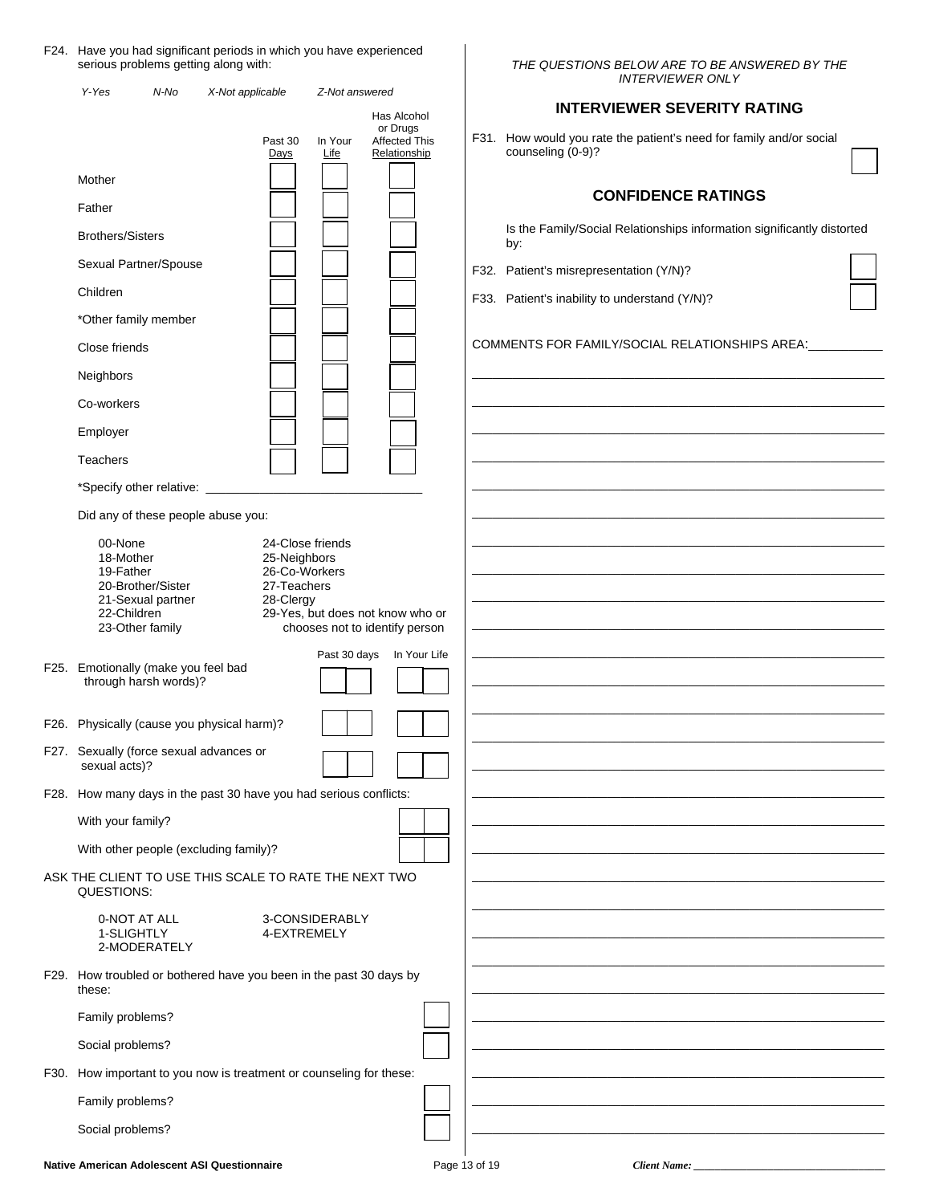F24. Have you had significant periods in which you have experienced serious problems getting along with:

*Y-Yes* *N-No* *X-Not applicable* *Z-Not answered*

| | Past 30 Days | In Your Life | Has Alcohol or Drugs Affected This Relationship |
|---|---|---|---|
| Mother | | | |
| Father | | | |
| Brothers/Sisters | | | |
| Sexual Partner/Spouse | | | |
| Children | | | |
| *Other family member | | | |
| Close friends | | | |
| Neighbors | | | |
| Co-workers | | | |
| Employer | | | |
| Teachers | | | |

*Specify other relative: ______________________________

Did any of these people abuse you:

- 00-None
- 18-Mother
- 19-Father
- 20-Brother/Sister
- 21-Sexual partner
- 22-Children
- 23-Other family
- 24-Close friends
- 25-Neighbors
- 26-Co-Workers
- 27-Teachers
- 28-Clergy
- 29-Yes, but does not know who or chooses not to identify person

| | Past 30 days | In Your Life |
|---|---|---|
| F25. Emotionally (make you feel bad through harsh words)? | | |
| F26. Physically (cause you physical harm)? | | |
| F27. Sexually (force sexual advances or sexual acts)? | | |

F28. How many days in the past 30 have you had serious conflicts:

With your family? [ ]

With other people (excluding family)? [ ]

ASK THE CLIENT TO USE THIS SCALE TO RATE THE NEXT TWO QUESTIONS:

- 0-NOT AT ALL
- 1-SLIGHTLY
- 2-MODERATELY
- 3-CONSIDERABLY
- 4-EXTREMELY

F29. How troubled or bothered have you been in the past 30 days by these:

Family problems? [ ]

Social problems? [ ]

F30. How important to you now is treatment or counseling for these:

Family problems? [ ]

Social problems? [ ]

*THE QUESTIONS BELOW ARE TO BE ANSWERED BY THE INTERVIEWER ONLY*

## INTERVIEWER SEVERITY RATING

F31. How would you rate the patient's need for family and/or social counseling (0-9)? [ ]

## CONFIDENCE RATINGS

Is the Family/Social Relationships information significantly distorted by:

F32. Patient's misrepresentation (Y/N)? [ ]

F33. Patient's inability to understand (Y/N)? [ ]

COMMENTS FOR FAMILY/SOCIAL RELATIONSHIPS AREA: ___________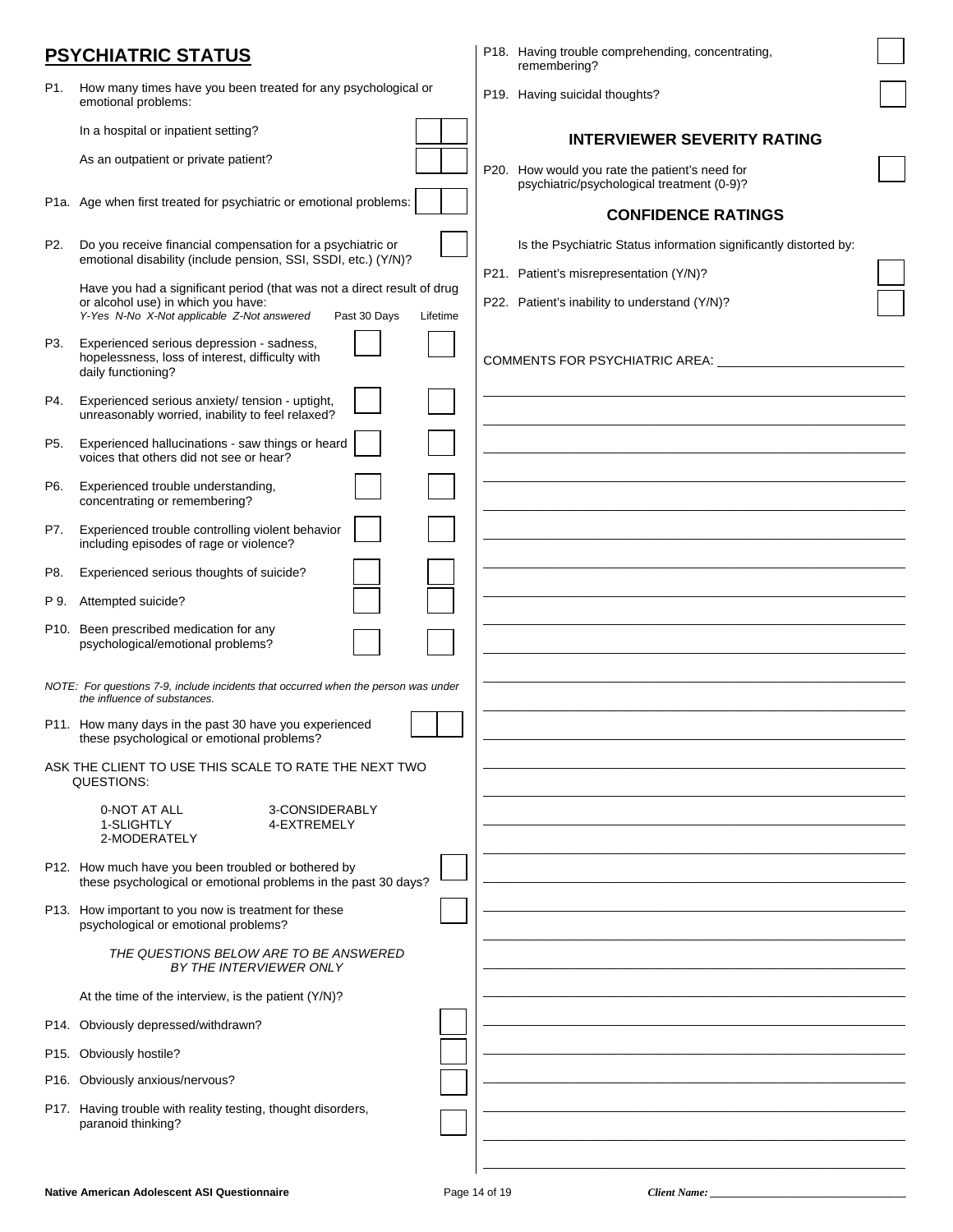## PSYCHIATRIC STATUS

P1. How many times have you been treated for any psychological or emotional problems:

In a hospital or inpatient setting? [ | ]

As an outpatient or private patient? [ | ]

P1a. Age when first treated for psychiatric or emotional problems: [ | ]

P2. Do you receive financial compensation for a psychiatric or emotional disability (include pension, SSI, SSDI, etc.) (Y/N)? [ ]

Have you had a significant period (that was not a direct result of drug or alcohol use) in which you have:
*Y-Yes N-No X-Not applicable Z-Not answered*

| | | Past 30 Days | Lifetime |
|---|---|---|---|
| P3. | Experienced serious depression - sadness, hopelessness, loss of interest, difficulty with daily functioning? | [ ] | [ ] |
| P4. | Experienced serious anxiety/ tension - uptight, unreasonably worried, inability to feel relaxed? | [ ] | [ ] |
| P5. | Experienced hallucinations - saw things or heard voices that others did not see or hear? | [ ] | [ ] |
| P6. | Experienced trouble understanding, concentrating or remembering? | [ ] | [ ] |
| P7. | Experienced trouble controlling violent behavior including episodes of rage or violence? | [ ] | [ ] |
| P8. | Experienced serious thoughts of suicide? | [ ] | [ ] |
| P 9. | Attempted suicide? | [ ] | [ ] |
| P10. | Been prescribed medication for any psychological/emotional problems? | [ ] | [ ] |

*NOTE: For questions 7-9, include incidents that occurred when the person was under the influence of substances.*

P11. How many days in the past 30 have you experienced these psychological or emotional problems? [ | ]

ASK THE CLIENT TO USE THIS SCALE TO RATE THE NEXT TWO QUESTIONS:

- 0-NOT AT ALL
- 1-SLIGHTLY
- 2-MODERATELY
- 3-CONSIDERABLY
- 4-EXTREMELY

P12. How much have you been troubled or bothered by these psychological or emotional problems in the past 30 days? [ ]

P13. How important to you now is treatment for these psychological or emotional problems? [ ]

*THE QUESTIONS BELOW ARE TO BE ANSWERED BY THE INTERVIEWER ONLY*

At the time of the interview, is the patient (Y/N)?

P14. Obviously depressed/withdrawn? [ ]

P15. Obviously hostile? [ ]

P16. Obviously anxious/nervous? [ ]

P17. Having trouble with reality testing, thought disorders, paranoid thinking? [ ]

P18. Having trouble comprehending, concentrating, remembering? [ ]

P19. Having suicidal thoughts? [ ]

### INTERVIEWER SEVERITY RATING

P20. How would you rate the patient's need for psychiatric/psychological treatment (0-9)? [ ]

### CONFIDENCE RATINGS

Is the Psychiatric Status information significantly distorted by:

P21. Patient's misrepresentation (Y/N)? [ ]

P22. Patient's inability to understand (Y/N)? [ ]

COMMENTS FOR PSYCHIATRIC AREA: ______________________________

Client Name: ______________________________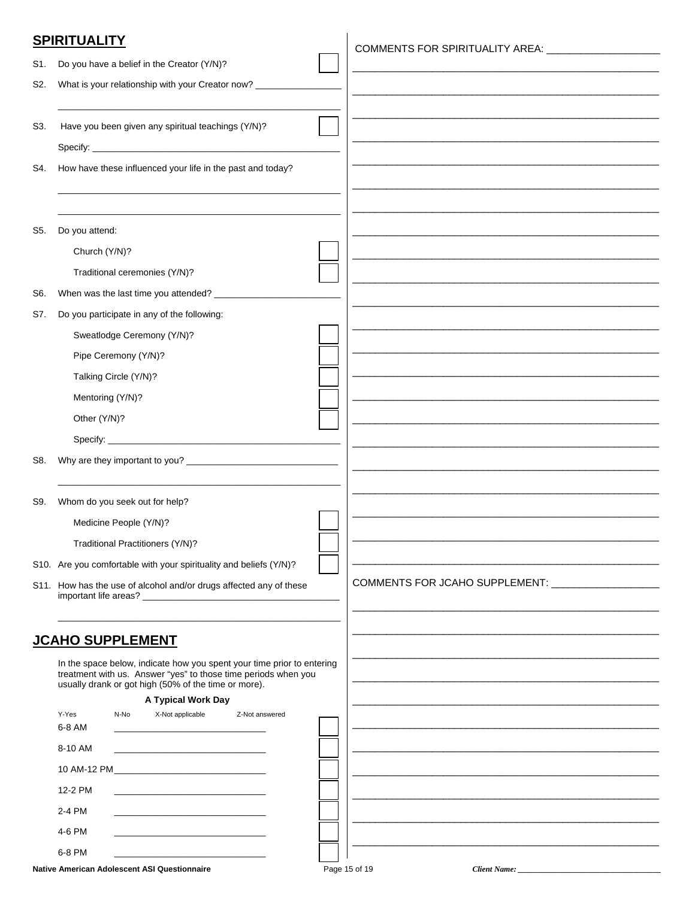## SPIRITUALITY

S1. Do you have a belief in the Creator (Y/N)? ☐

S2. What is your relationship with your Creator now? ____________________

____________________________________________

S3. Have you been given any spiritual teachings (Y/N)? ☐

Specify: ____________________________________________

S4. How have these influenced your life in the past and today?

____________________________________________

____________________________________________

S5. Do you attend:

- Church (Y/N)? ☐
- Traditional ceremonies (Y/N)? ☐

S6. When was the last time you attended? ____________________

S7. Do you participate in any of the following:

- Sweatlodge Ceremony (Y/N)? ☐
- Pipe Ceremony (Y/N)? ☐
- Talking Circle (Y/N)? ☐
- Mentoring (Y/N)? ☐
- Other (Y/N)? ☐
- Specify: ____________________________________________

S8. Why are they important to you? ____________________

____________________________________________

S9. Whom do you seek out for help?

- Medicine People (Y/N)? ☐
- Traditional Practitioners (Y/N)? ☐

S10. Are you comfortable with your spirituality and beliefs (Y/N)? ☐

S11. How has the use of alcohol and/or drugs affected any of these important life areas? ____________________

____________________________________________

## JCAHO SUPPLEMENT

In the space below, indicate how you spent your time prior to entering treatment with us. Answer "yes" to those time periods when you usually drank or got high (50% of the time or more).

**A Typical Work Day**

Y-Yes N-No X-Not applicable Z-Not answered

| Time | | |
|---|---|---|
| 6-8 AM | ____________________ | ☐ |
| 8-10 AM | ____________________ | ☐ |
| 10 AM-12 PM | ____________________ | ☐ |
| 12-2 PM | ____________________ | ☐ |
| 2-4 PM | ____________________ | ☐ |
| 4-6 PM | ____________________ | ☐ |
| 6-8 PM | ____________________ | ☐ |

COMMENTS FOR SPIRITUALITY AREA: ____________________

____________________________________________

COMMENTS FOR JCAHO SUPPLEMENT: ____________________

____________________________________________

Native American Adolescent ASI Questionnaire

*Client Name:* ____________________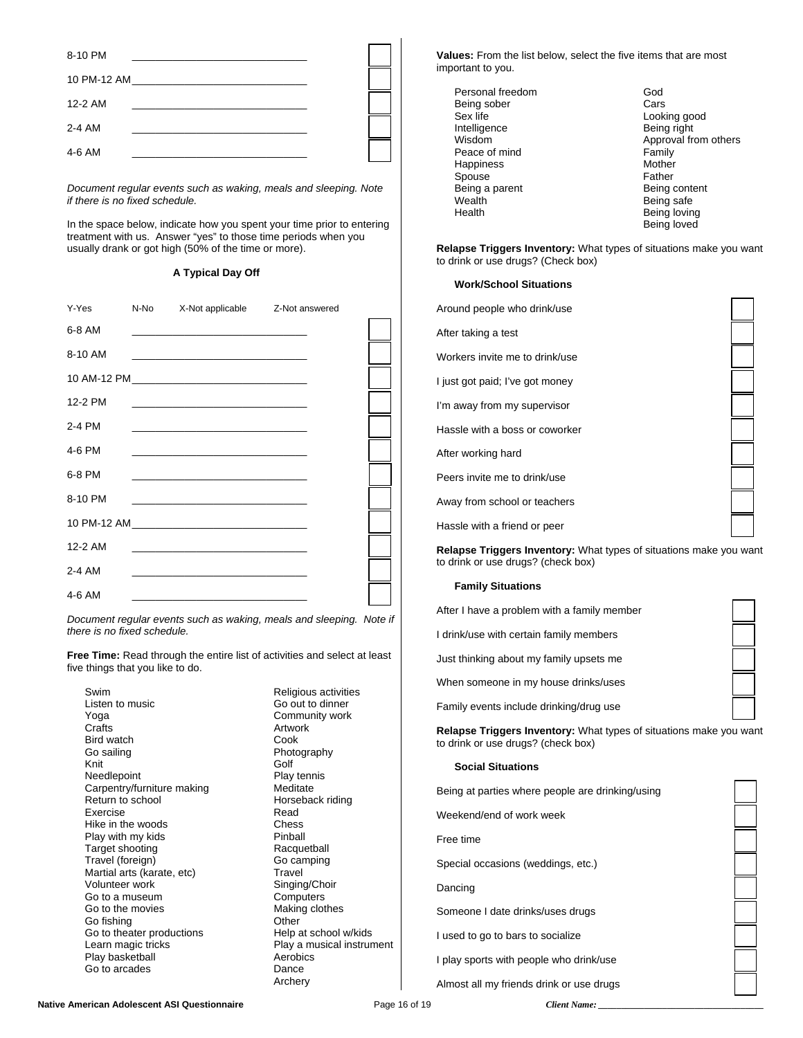8-10 PM ______________________________ ☐

10 PM-12 AM ______________________________ ☐

12-2 AM ______________________________ ☐

2-4 AM ______________________________ ☐

4-6 AM ______________________________ ☐

*Document regular events such as waking, meals and sleeping. Note if there is no fixed schedule.*

In the space below, indicate how you spent your time prior to entering treatment with us. Answer "yes" to those time periods when you usually drank or got high (50% of the time or more).

**A Typical Day Off**

Y-Yes N-No X-Not applicable Z-Not answered

6-8 AM ______________________________ ☐

8-10 AM ______________________________ ☐

10 AM-12 PM ______________________________ ☐

12-2 PM ______________________________ ☐

2-4 PM ______________________________ ☐

4-6 PM ______________________________ ☐

6-8 PM ______________________________ ☐

8-10 PM ______________________________ ☐

10 PM-12 AM ______________________________ ☐

12-2 AM ______________________________ ☐

2-4 AM ______________________________ ☐

4-6 AM ______________________________ ☐

*Document regular events such as waking, meals and sleeping. Note if there is no fixed schedule.*

**Free Time:** Read through the entire list of activities and select at least five things that you like to do.

| | |
|---|---|
| Swim | Religious activities |
| Listen to music | Go out to dinner |
| Yoga | Community work |
| Crafts | Artwork |
| Bird watch | Cook |
| Go sailing | Photography |
| Knit | Golf |
| Needlepoint | Play tennis |
| Carpentry/furniture making | Meditate |
| Return to school | Horseback riding |
| Exercise | Read |
| Hike in the woods | Chess |
| Play with my kids | Pinball |
| Target shooting | Racquetball |
| Travel (foreign) | Go camping |
| Martial arts (karate, etc) | Travel |
| Volunteer work | Singing/Choir |
| Go to a museum | Computers |
| Go to the movies | Making clothes |
| Go fishing | Other |
| Go to theater productions | Help at school w/kids |
| Learn magic tricks | Play a musical instrument |
| Play basketball | Aerobics |
| Go to arcades | Dance |
| | Archery |

**Values:** From the list below, select the five items that are most important to you.

| | |
|---|---|
| Personal freedom | God |
| Being sober | Cars |
| Sex life | Looking good |
| Intelligence | Being right |
| Wisdom | Approval from others |
| Peace of mind | Family |
| Happiness | Mother |
| Spouse | Father |
| Being a parent | Being content |
| Wealth | Being safe |
| Health | Being loving |
| | Being loved |

**Relapse Triggers Inventory:** What types of situations make you want to drink or use drugs? (Check box)

**Work/School Situations**

Around people who drink/use ☐

After taking a test ☐

Workers invite me to drink/use ☐

I just got paid; I've got money ☐

I'm away from my supervisor ☐

Hassle with a boss or coworker ☐

After working hard ☐

Peers invite me to drink/use ☐

Away from school or teachers ☐

Hassle with a friend or peer ☐

**Relapse Triggers Inventory:** What types of situations make you want to drink or use drugs? (check box)

**Family Situations**

After I have a problem with a family member ☐

I drink/use with certain family members ☐

Just thinking about my family upsets me ☐

When someone in my house drinks/uses ☐

Family events include drinking/drug use ☐

**Relapse Triggers Inventory:** What types of situations make you want to drink or use drugs? (check box)

**Social Situations**

Being at parties where people are drinking/using ☐

Weekend/end of work week ☐

Free time ☐

Special occasions (weddings, etc.) ☐

Dancing ☐

Someone I date drinks/uses drugs ☐

I used to go to bars to socialize ☐

I play sports with people who drink/use ☐

Almost all my friends drink or use drugs ☐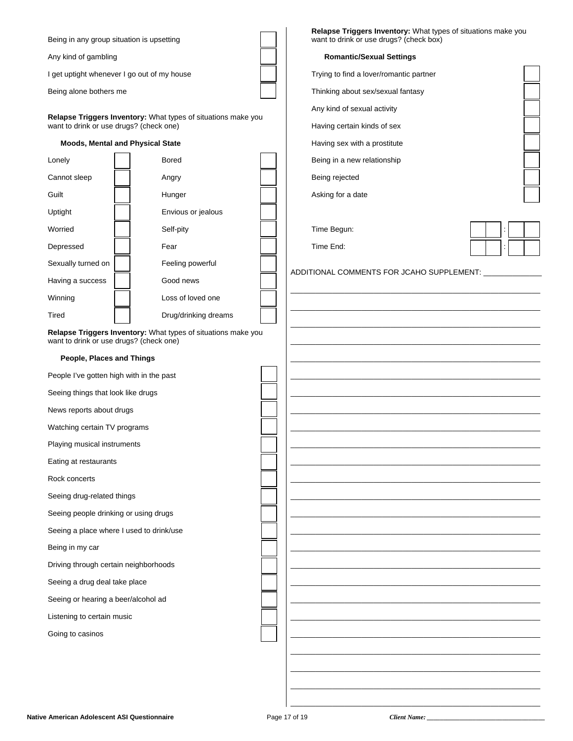| | |
|---|---|
| Being in any group situation is upsetting | ☐ |
| Any kind of gambling | ☐ |
| I get uptight whenever I go out of my house | ☐ |
| Being alone bothers me | ☐ |

**Relapse Triggers Inventory:** What types of situations make you want to drink or use drugs? (check one)

**Moods, Mental and Physical State**

| | | | |
|---|---|---|---|
| Lonely | ☐ | Bored | ☐ |
| Cannot sleep | ☐ | Angry | ☐ |
| Guilt | ☐ | Hunger | ☐ |
| Uptight | ☐ | Envious or jealous | ☐ |
| Worried | ☐ | Self-pity | ☐ |
| Depressed | ☐ | Fear | ☐ |
| Sexually turned on | ☐ | Feeling powerful | ☐ |
| Having a success | ☐ | Good news | ☐ |
| Winning | ☐ | Loss of loved one | ☐ |
| Tired | ☐ | Drug/drinking dreams | ☐ |

**Relapse Triggers Inventory:** What types of situations make you want to drink or use drugs? (check one)

**People, Places and Things**

| | |
|---|---|
| People I've gotten high with in the past | ☐ |
| Seeing things that look like drugs | ☐ |
| News reports about drugs | ☐ |
| Watching certain TV programs | ☐ |
| Playing musical instruments | ☐ |
| Eating at restaurants | ☐ |
| Rock concerts | ☐ |
| Seeing drug-related things | ☐ |
| Seeing people drinking or using drugs | ☐ |
| Seeing a place where I used to drink/use | ☐ |
| Being in my car | ☐ |
| Driving through certain neighborhoods | ☐ |
| Seeing a drug deal take place | ☐ |
| Seeing or hearing a beer/alcohol ad | ☐ |
| Listening to certain music | ☐ |
| Going to casinos | ☐ |

**Relapse Triggers Inventory:** What types of situations make you want to drink or use drugs? (check box)

**Romantic/Sexual Settings**

| | |
|---|---|
| Trying to find a lover/romantic partner | ☐ |
| Thinking about sex/sexual fantasy | ☐ |
| Any kind of sexual activity | ☐ |
| Having certain kinds of sex | ☐ |
| Having sex with a prostitute | ☐ |
| Being in a new relationship | ☐ |
| Being rejected | ☐ |
| Asking for a date | ☐ |

Time Begun: ☐☐ : ☐☐

Time End: ☐☐ : ☐☐

ADDITIONAL COMMENTS FOR JCAHO SUPPLEMENT: ______________

______________________________________________________________

______________________________________________________________

______________________________________________________________

______________________________________________________________

______________________________________________________________

______________________________________________________________

______________________________________________________________

______________________________________________________________

______________________________________________________________

______________________________________________________________

______________________________________________________________

______________________________________________________________

______________________________________________________________

______________________________________________________________

______________________________________________________________

______________________________________________________________

______________________________________________________________

______________________________________________________________

______________________________________________________________

______________________________________________________________

______________________________________________________________

______________________________________________________________

______________________________________________________________

*Client Name:* ______________________________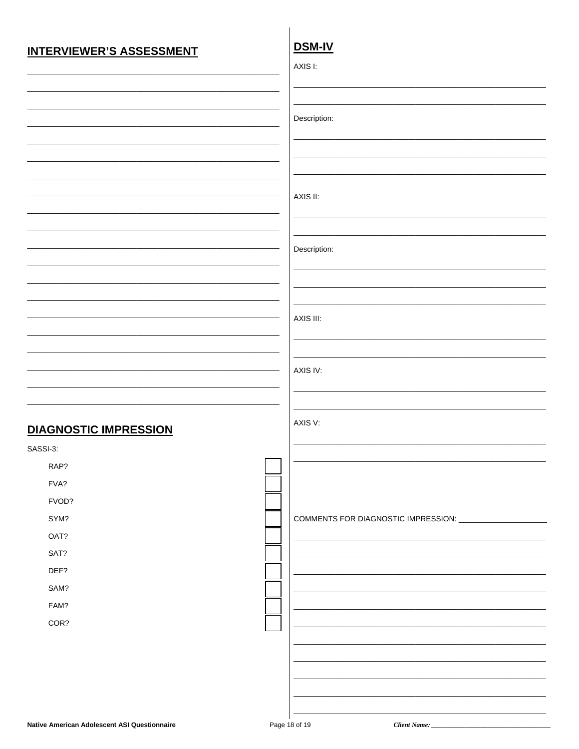## INTERVIEWER'S ASSESSMENT

## DIAGNOSTIC IMPRESSION

SASSI-3:

- RAP? ☐
- FVA? ☐
- FVOD? ☐
- SYM? ☐
- OAT? ☐
- SAT? ☐
- DEF? ☐
- SAM? ☐
- FAM? ☐
- COR? ☐

## DSM-IV

AXIS I:

Description:

AXIS II:

Description:

AXIS III:

AXIS IV:

AXIS V:

COMMENTS FOR DIAGNOSTIC IMPRESSION: ____________________

*Client Name:* ______________________________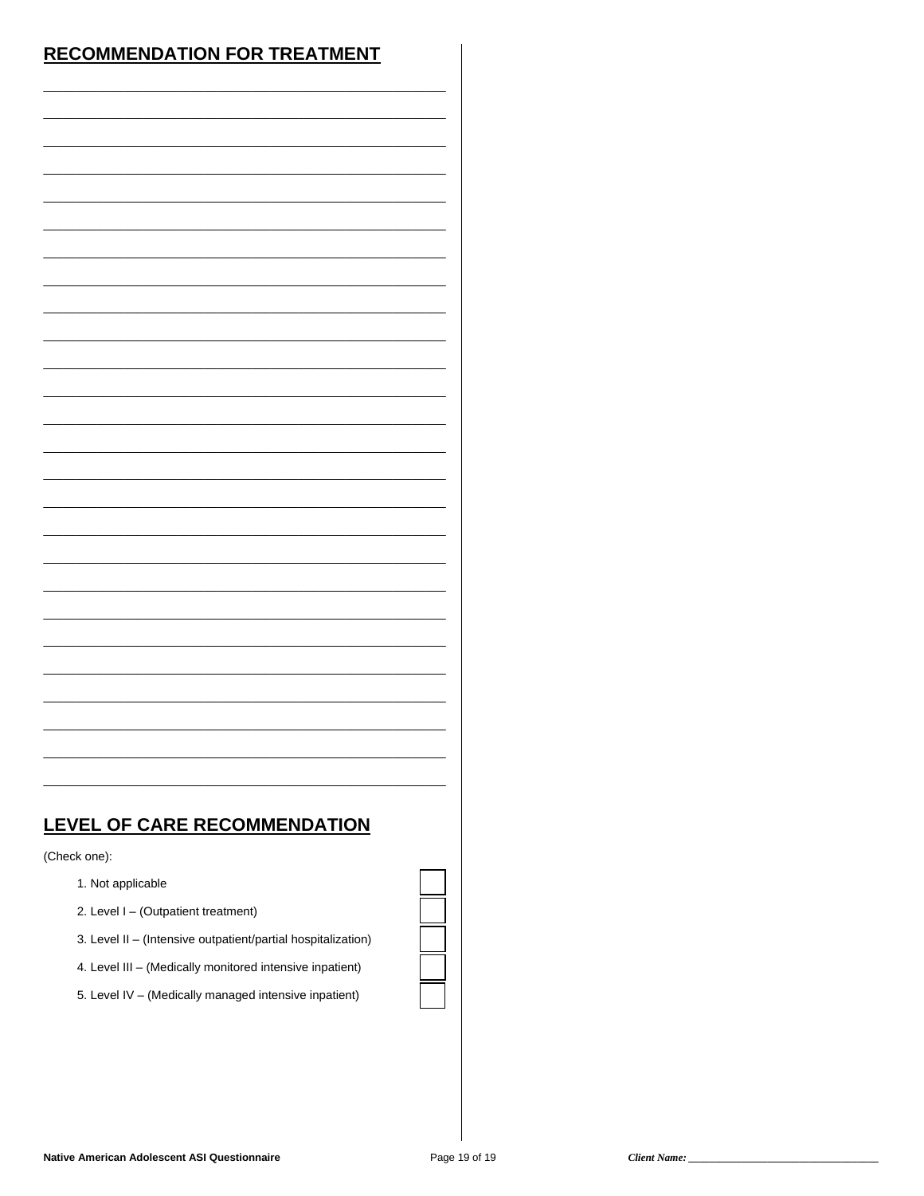## RECOMMENDATION FOR TREATMENT

## LEVEL OF CARE RECOMMENDATION

(Check one):

1. Not applicable ☐
2. Level I – (Outpatient treatment) ☐
3. Level II – (Intensive outpatient/partial hospitalization) ☐
4. Level III – (Medically monitored intensive inpatient) ☐
5. Level IV – (Medically managed intensive inpatient) ☐